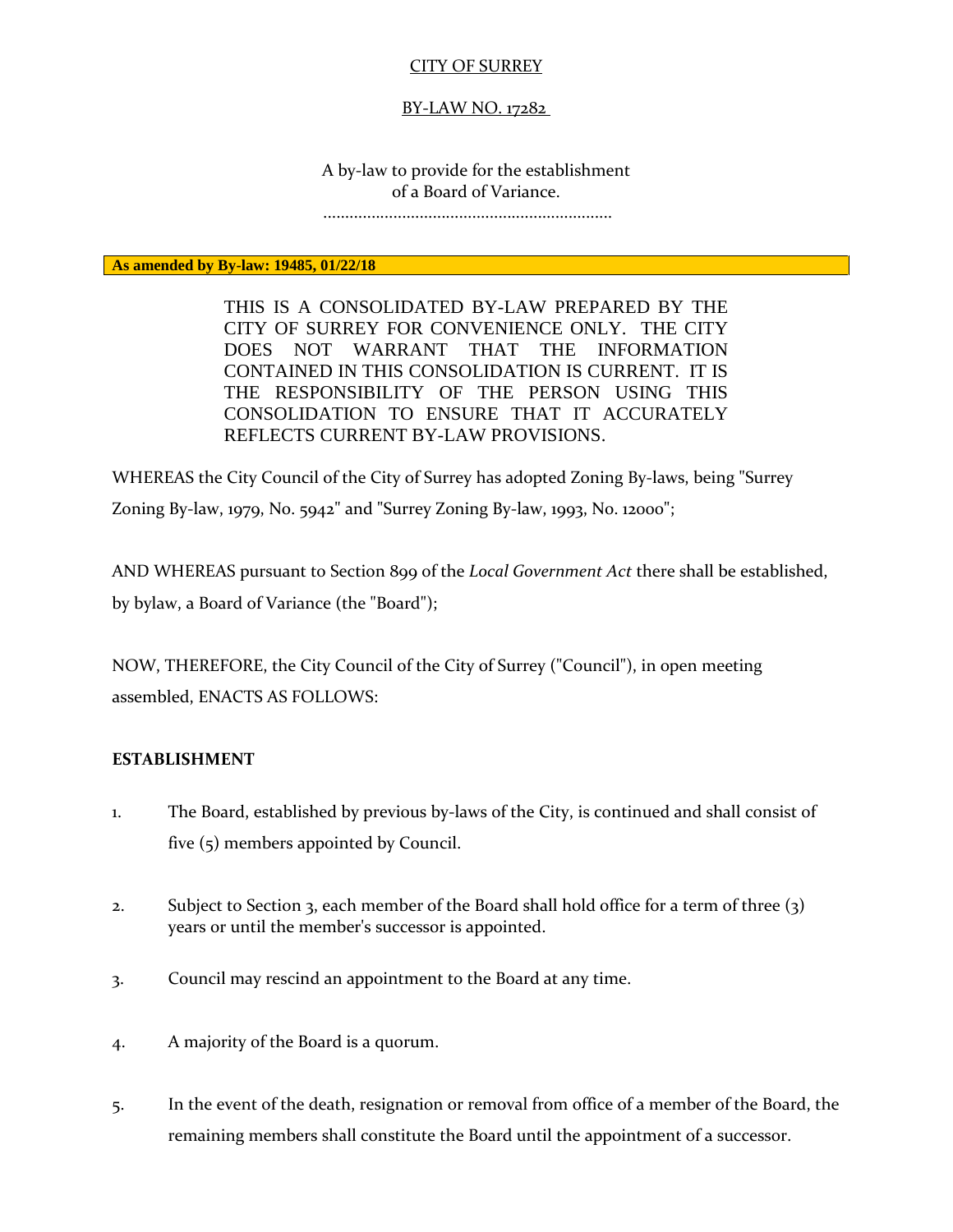CITY OF SURREY

BY-LAW NO. 17282

A by-law to provide for the establishment of a Board of Variance.

...................................................................

**As amended by By-law: 19485, 01/22/18**

THIS IS A CONSOLIDATED BY-LAW PREPARED BY THE CITY OF SURREY FOR CONVENIENCE ONLY. THE CITY DOES NOT WARRANT THAT THE INFORMATION CONTAINED IN THIS CONSOLIDATION IS CURRENT. IT IS THE RESPONSIBILITY OF THE PERSON USING THIS CONSOLIDATION TO ENSURE THAT IT ACCURATELY REFLECTS CURRENT BY-LAW PROVISIONS.

WHEREAS the City Council of the City of Surrey has adopted Zoning By-laws, being "Surrey Zoning By-law, 1979, No. 5942" and "Surrey Zoning By-law, 1993, No. 12000";

AND WHEREAS pursuant to Section 899 of the *Local Government Act* there shall be established, by bylaw, a Board of Variance (the "Board");

NOW, THEREFORE, the City Council of the City of Surrey ("Council"), in open meeting assembled, ENACTS AS FOLLOWS:

## ESTABLISHMENT

1. The Board, established by previous by-laws of the City, is continued and shall consist of five (5) members appointed by Council.

2. Subject to Section 3, each member of the Board shall hold office for a term of three (3) years or until the member's successor is appointed.

3. Council may rescind an appointment to the Board at any time.

4. A majority of the Board is a quorum.

5. In the event of the death, resignation or removal from office of a member of the Board, the remaining members shall constitute the Board until the appointment of a successor.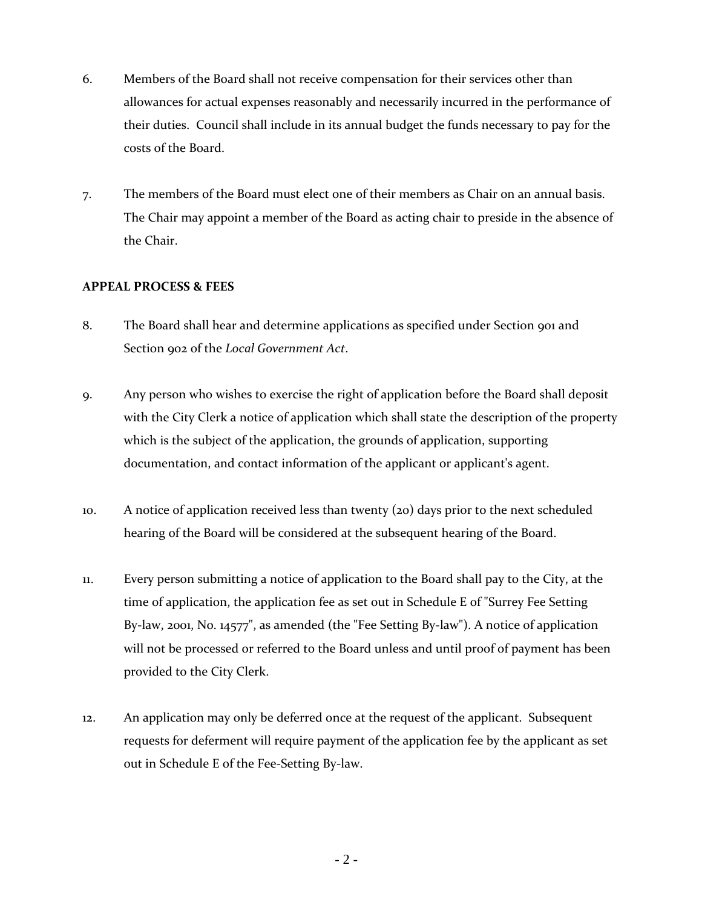6. Members of the Board shall not receive compensation for their services other than allowances for actual expenses reasonably and necessarily incurred in the performance of their duties. Council shall include in its annual budget the funds necessary to pay for the costs of the Board.

7. The members of the Board must elect one of their members as Chair on an annual basis. The Chair may appoint a member of the Board as acting chair to preside in the absence of the Chair.

**APPEAL PROCESS & FEES**

8. The Board shall hear and determine applications as specified under Section 901 and Section 902 of the *Local Government Act*.

9. Any person who wishes to exercise the right of application before the Board shall deposit with the City Clerk a notice of application which shall state the description of the property which is the subject of the application, the grounds of application, supporting documentation, and contact information of the applicant or applicant's agent.

10. A notice of application received less than twenty (20) days prior to the next scheduled hearing of the Board will be considered at the subsequent hearing of the Board.

11. Every person submitting a notice of application to the Board shall pay to the City, at the time of application, the application fee as set out in Schedule E of "Surrey Fee Setting By-law, 2001, No. 14577", as amended (the "Fee Setting By-law"). A notice of application will not be processed or referred to the Board unless and until proof of payment has been provided to the City Clerk.

12. An application may only be deferred once at the request of the applicant. Subsequent requests for deferment will require payment of the application fee by the applicant as set out in Schedule E of the Fee-Setting By-law.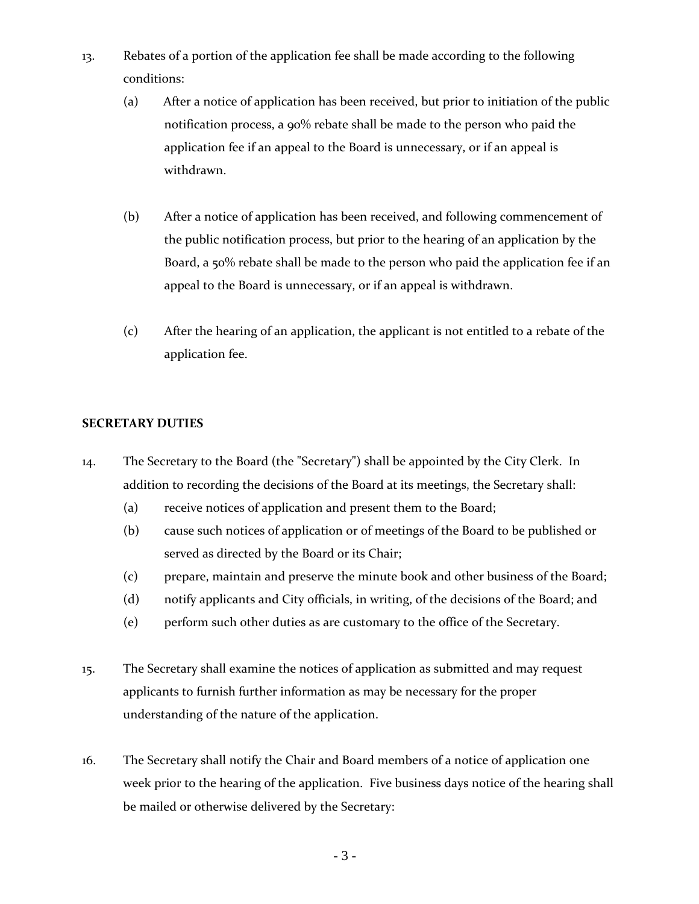13. Rebates of a portion of the application fee shall be made according to the following conditions:

    (a) After a notice of application has been received, but prior to initiation of the public notification process, a 90% rebate shall be made to the person who paid the application fee if an appeal to the Board is unnecessary, or if an appeal is withdrawn.

    (b) After a notice of application has been received, and following commencement of the public notification process, but prior to the hearing of an application by the Board, a 50% rebate shall be made to the person who paid the application fee if an appeal to the Board is unnecessary, or if an appeal is withdrawn.

    (c) After the hearing of an application, the applicant is not entitled to a rebate of the application fee.

**SECRETARY DUTIES**

14. The Secretary to the Board (the "Secretary") shall be appointed by the City Clerk. In addition to recording the decisions of the Board at its meetings, the Secretary shall:

    (a) receive notices of application and present them to the Board;

    (b) cause such notices of application or of meetings of the Board to be published or served as directed by the Board or its Chair;

    (c) prepare, maintain and preserve the minute book and other business of the Board;

    (d) notify applicants and City officials, in writing, of the decisions of the Board; and

    (e) perform such other duties as are customary to the office of the Secretary.

15. The Secretary shall examine the notices of application as submitted and may request applicants to furnish further information as may be necessary for the proper understanding of the nature of the application.

16. The Secretary shall notify the Chair and Board members of a notice of application one week prior to the hearing of the application. Five business days notice of the hearing shall be mailed or otherwise delivered by the Secretary: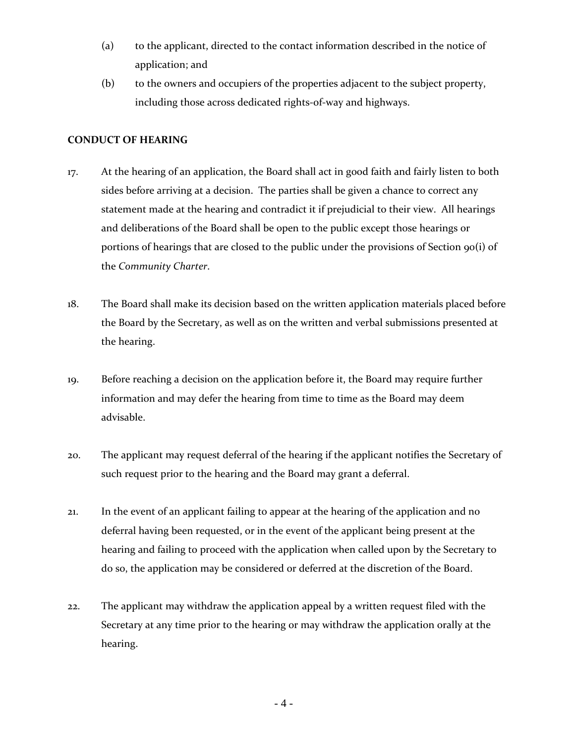(a) to the applicant, directed to the contact information described in the notice of application; and

(b) to the owners and occupiers of the properties adjacent to the subject property, including those across dedicated rights-of-way and highways.

**CONDUCT OF HEARING**

17. At the hearing of an application, the Board shall act in good faith and fairly listen to both sides before arriving at a decision. The parties shall be given a chance to correct any statement made at the hearing and contradict it if prejudicial to their view. All hearings and deliberations of the Board shall be open to the public except those hearings or portions of hearings that are closed to the public under the provisions of Section 90(i) of the *Community Charter*.

18. The Board shall make its decision based on the written application materials placed before the Board by the Secretary, as well as on the written and verbal submissions presented at the hearing.

19. Before reaching a decision on the application before it, the Board may require further information and may defer the hearing from time to time as the Board may deem advisable.

20. The applicant may request deferral of the hearing if the applicant notifies the Secretary of such request prior to the hearing and the Board may grant a deferral.

21. In the event of an applicant failing to appear at the hearing of the application and no deferral having been requested, or in the event of the applicant being present at the hearing and failing to proceed with the application when called upon by the Secretary to do so, the application may be considered or deferred at the discretion of the Board.

22. The applicant may withdraw the application appeal by a written request filed with the Secretary at any time prior to the hearing or may withdraw the application orally at the hearing.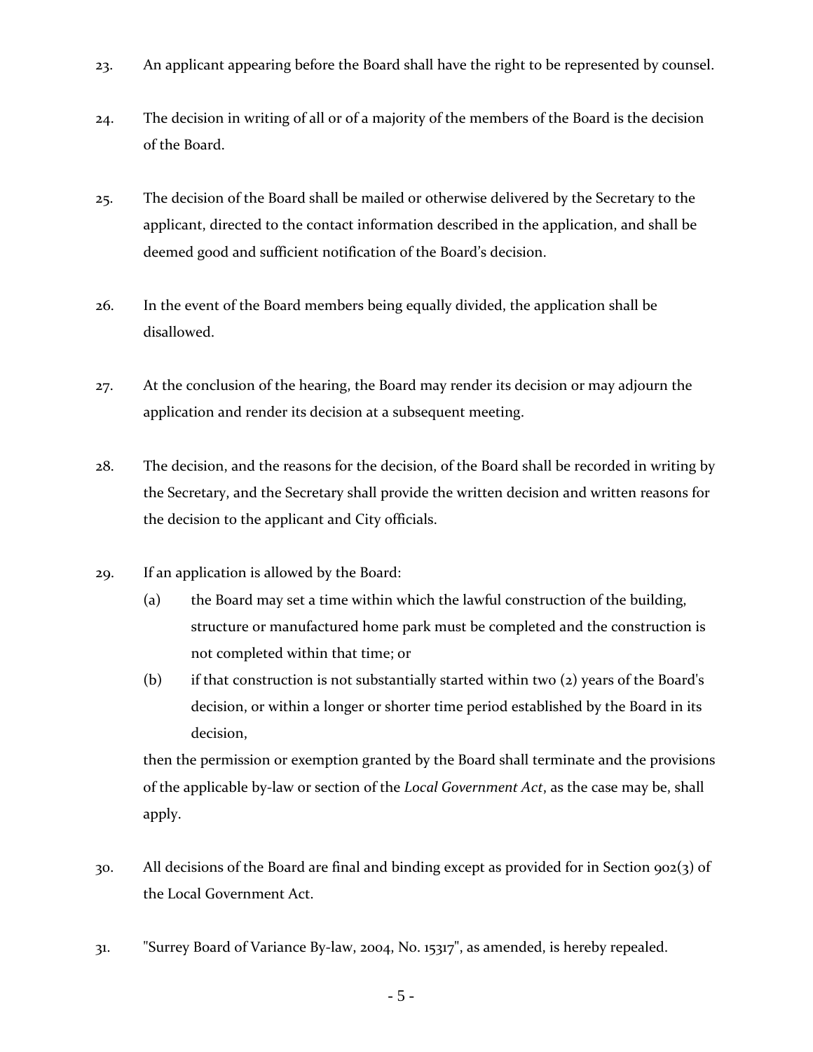23. An applicant appearing before the Board shall have the right to be represented by counsel.

24. The decision in writing of all or of a majority of the members of the Board is the decision of the Board.

25. The decision of the Board shall be mailed or otherwise delivered by the Secretary to the applicant, directed to the contact information described in the application, and shall be deemed good and sufficient notification of the Board's decision.

26. In the event of the Board members being equally divided, the application shall be disallowed.

27. At the conclusion of the hearing, the Board may render its decision or may adjourn the application and render its decision at a subsequent meeting.

28. The decision, and the reasons for the decision, of the Board shall be recorded in writing by the Secretary, and the Secretary shall provide the written decision and written reasons for the decision to the applicant and City officials.

29. If an application is allowed by the Board:

    (a) the Board may set a time within which the lawful construction of the building, structure or manufactured home park must be completed and the construction is not completed within that time; or

    (b) if that construction is not substantially started within two (2) years of the Board's decision, or within a longer or shorter time period established by the Board in its decision,

    then the permission or exemption granted by the Board shall terminate and the provisions of the applicable by-law or section of the *Local Government Act*, as the case may be, shall apply.

30. All decisions of the Board are final and binding except as provided for in Section 902(3) of the Local Government Act.

31. "Surrey Board of Variance By-law, 2004, No. 15317", as amended, is hereby repealed.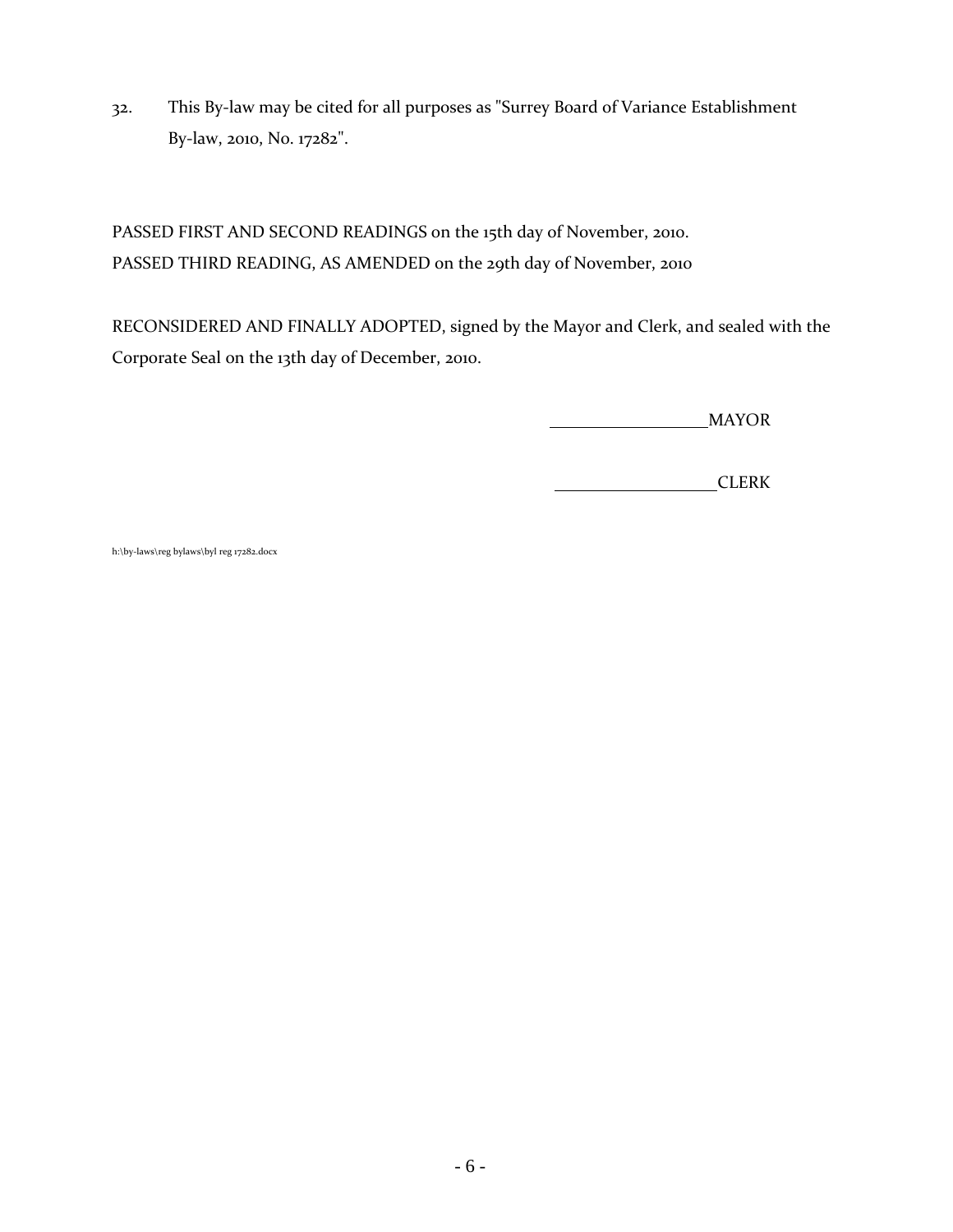32. This By-law may be cited for all purposes as "Surrey Board of Variance Establishment By-law, 2010, No. 17282".

PASSED FIRST AND SECOND READINGS on the 15th day of November, 2010.
PASSED THIRD READING, AS AMENDED on the 29th day of November, 2010

RECONSIDERED AND FINALLY ADOPTED, signed by the Mayor and Clerk, and sealed with the Corporate Seal on the 13th day of December, 2010.

\_\_\_\_\_\_\_\_\_\_\_\_\_\_\_\_\_\_MAYOR

\_\_\_\_\_\_\_\_\_\_\_\_\_\_\_\_\_\_CLERK

h:\by-laws\reg bylaws\byl reg 17282.docx